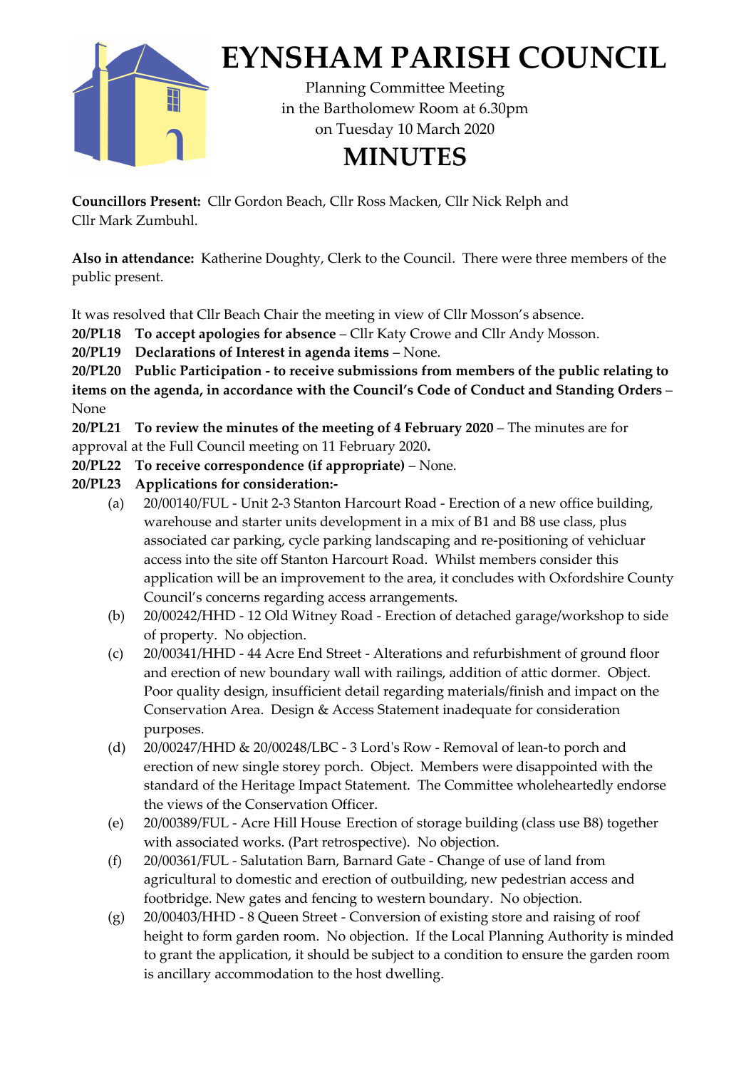# EYNSHAM PARISH COUNCIL

Planning Committee Meeting
in the Bartholomew Room at 6.30pm
on Tuesday 10 March 2020

# MINUTES

**Councillors Present:** Cllr Gordon Beach, Cllr Ross Macken, Cllr Nick Relph and Cllr Mark Zumbuhl.

**Also in attendance:** Katherine Doughty, Clerk to the Council. There were three members of the public present.

It was resolved that Cllr Beach Chair the meeting in view of Cllr Mosson's absence.

**20/PL18 To accept apologies for absence** – Cllr Katy Crowe and Cllr Andy Mosson.

**20/PL19 Declarations of Interest in agenda items** – None.

**20/PL20 Public Participation - to receive submissions from members of the public relating to items on the agenda, in accordance with the Council's Code of Conduct and Standing Orders** – None

**20/PL21 To review the minutes of the meeting of 4 February 2020** – The minutes are for approval at the Full Council meeting on 11 February 2020**.**

**20/PL22 To receive correspondence (if appropriate)** – None.

**20/PL23 Applications for consideration:-**

(a) 20/00140/FUL - Unit 2-3 Stanton Harcourt Road - Erection of a new office building, warehouse and starter units development in a mix of B1 and B8 use class, plus associated car parking, cycle parking landscaping and re-positioning of vehicluar access into the site off Stanton Harcourt Road. Whilst members consider this application will be an improvement to the area, it concludes with Oxfordshire County Council's concerns regarding access arrangements.

(b) 20/00242/HHD - 12 Old Witney Road - Erection of detached garage/workshop to side of property. No objection.

(c) 20/00341/HHD - 44 Acre End Street - Alterations and refurbishment of ground floor and erection of new boundary wall with railings, addition of attic dormer. Object. Poor quality design, insufficient detail regarding materials/finish and impact on the Conservation Area. Design & Access Statement inadequate for consideration purposes.

(d) 20/00247/HHD & 20/00248/LBC - 3 Lord's Row - Removal of lean-to porch and erection of new single storey porch. Object. Members were disappointed with the standard of the Heritage Impact Statement. The Committee wholeheartedly endorse the views of the Conservation Officer.

(e) 20/00389/FUL - Acre Hill House Erection of storage building (class use B8) together with associated works. (Part retrospective). No objection.

(f) 20/00361/FUL - Salutation Barn, Barnard Gate - Change of use of land from agricultural to domestic and erection of outbuilding, new pedestrian access and footbridge. New gates and fencing to western boundary. No objection.

(g) 20/00403/HHD - 8 Queen Street - Conversion of existing store and raising of roof height to form garden room. No objection. If the Local Planning Authority is minded to grant the application, it should be subject to a condition to ensure the garden room is ancillary accommodation to the host dwelling.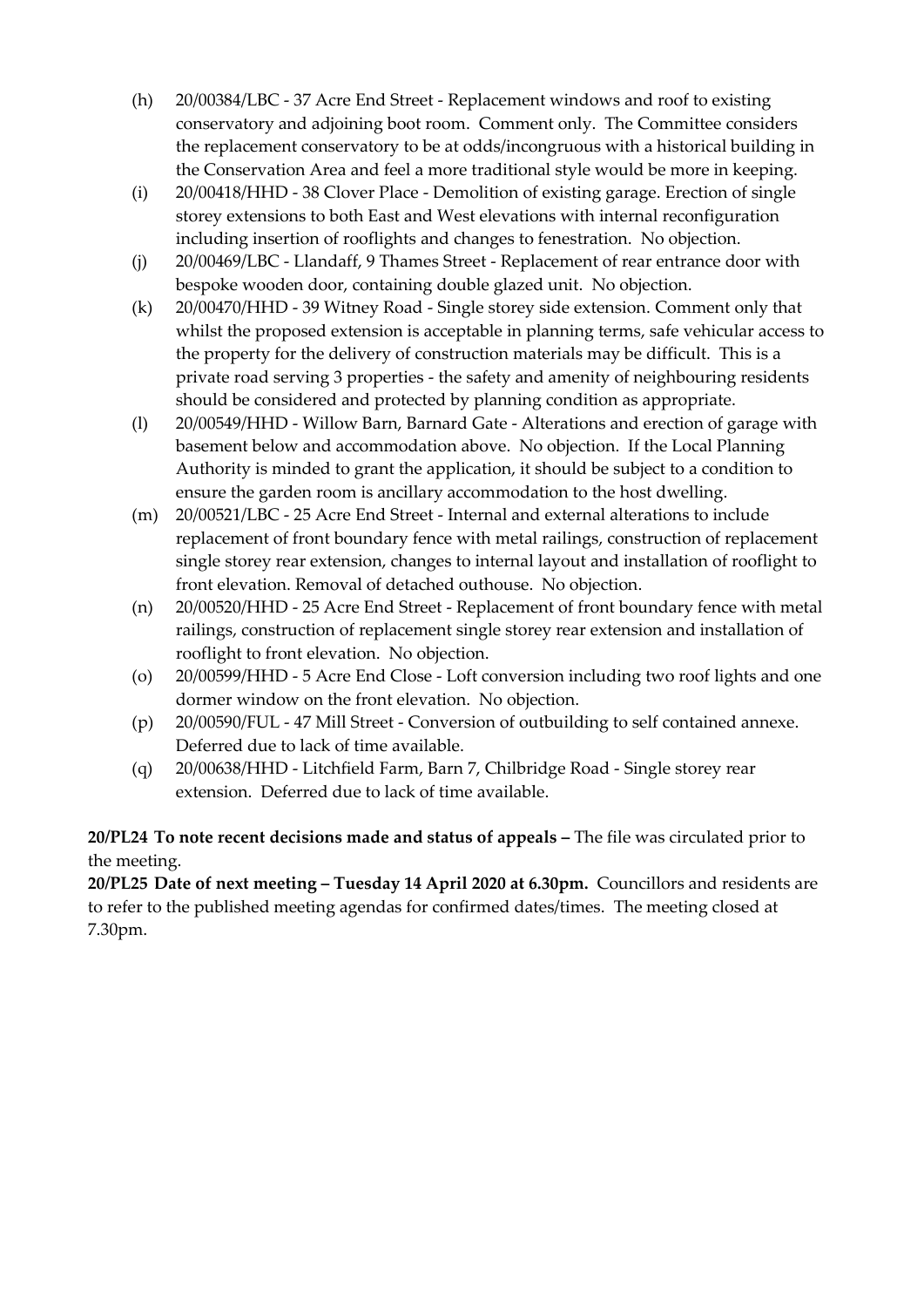(h) 20/00384/LBC - 37 Acre End Street - Replacement windows and roof to existing conservatory and adjoining boot room. Comment only. The Committee considers the replacement conservatory to be at odds/incongruous with a historical building in the Conservation Area and feel a more traditional style would be more in keeping.

(i) 20/00418/HHD - 38 Clover Place - Demolition of existing garage. Erection of single storey extensions to both East and West elevations with internal reconfiguration including insertion of rooflights and changes to fenestration. No objection.

(j) 20/00469/LBC - Llandaff, 9 Thames Street - Replacement of rear entrance door with bespoke wooden door, containing double glazed unit. No objection.

(k) 20/00470/HHD - 39 Witney Road - Single storey side extension. Comment only that whilst the proposed extension is acceptable in planning terms, safe vehicular access to the property for the delivery of construction materials may be difficult. This is a private road serving 3 properties - the safety and amenity of neighbouring residents should be considered and protected by planning condition as appropriate.

(l) 20/00549/HHD - Willow Barn, Barnard Gate - Alterations and erection of garage with basement below and accommodation above. No objection. If the Local Planning Authority is minded to grant the application, it should be subject to a condition to ensure the garden room is ancillary accommodation to the host dwelling.

(m) 20/00521/LBC - 25 Acre End Street - Internal and external alterations to include replacement of front boundary fence with metal railings, construction of replacement single storey rear extension, changes to internal layout and installation of rooflight to front elevation. Removal of detached outhouse. No objection.

(n) 20/00520/HHD - 25 Acre End Street - Replacement of front boundary fence with metal railings, construction of replacement single storey rear extension and installation of rooflight to front elevation. No objection.

(o) 20/00599/HHD - 5 Acre End Close - Loft conversion including two roof lights and one dormer window on the front elevation. No objection.

(p) 20/00590/FUL - 47 Mill Street - Conversion of outbuilding to self contained annexe. Deferred due to lack of time available.

(q) 20/00638/HHD - Litchfield Farm, Barn 7, Chilbridge Road - Single storey rear extension. Deferred due to lack of time available.

**20/PL24 To note recent decisions made and status of appeals –** The file was circulated prior to the meeting.

**20/PL25 Date of next meeting – Tuesday 14 April 2020 at 6.30pm.** Councillors and residents are to refer to the published meeting agendas for confirmed dates/times. The meeting closed at 7.30pm.